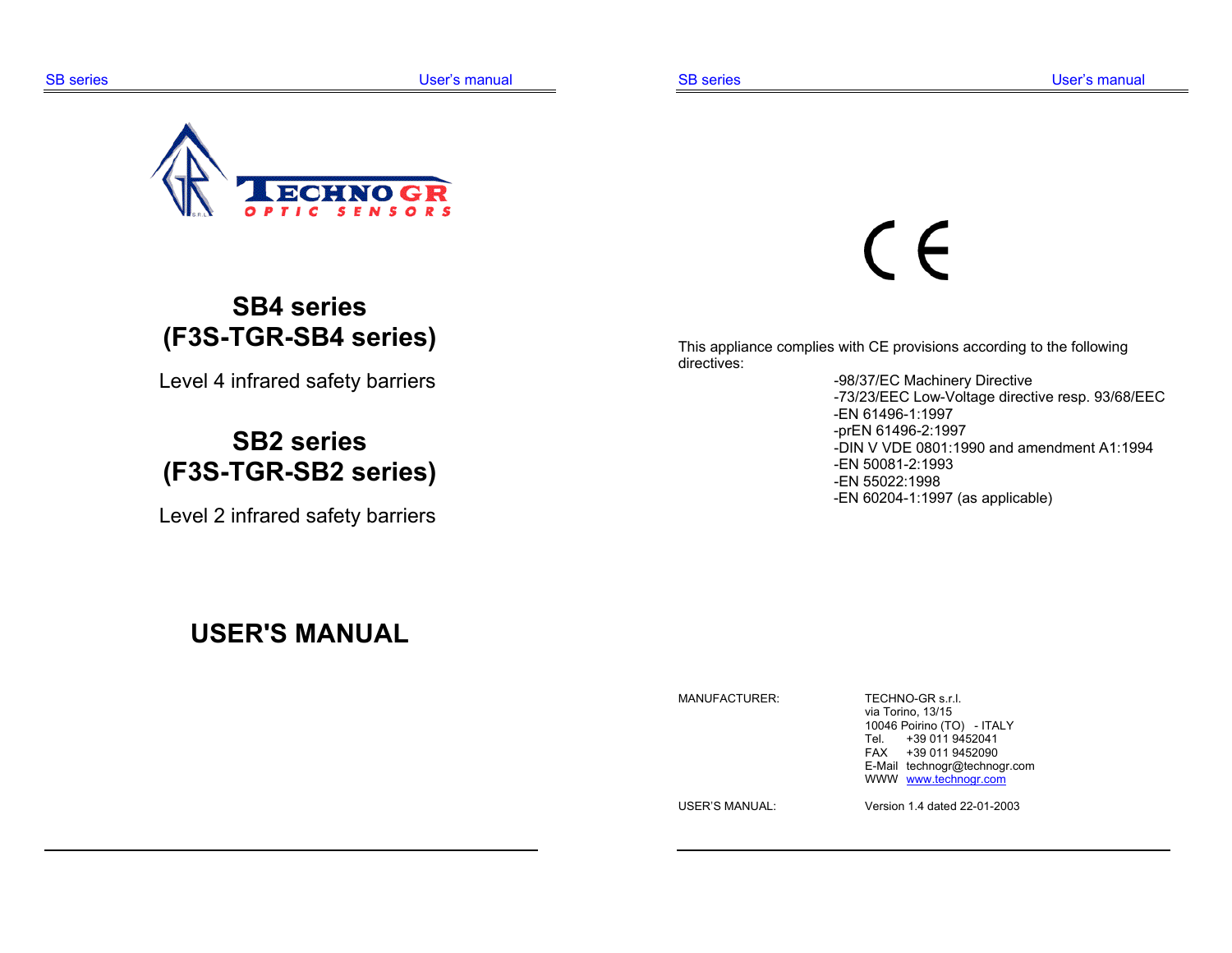TECHNO GR

OPTIC SENSORS

# SB4 series
# (F3S-TGR-SB4 series)

Level 4 infrared safety barriers

# SB2 series
# (F3S-TGR-SB2 series)

Level 2 infrared safety barriers

# USER'S MANUAL

CE

This appliance complies with CE provisions according to the following directives:

- -98/37/EC Machinery Directive
- -73/23/EEC Low-Voltage directive resp. 93/68/EEC
- -EN 61496-1:1997
- -prEN 61496-2:1997
- -DIN V VDE 0801:1990 and amendment A1:1994
- -EN 50081-2:1993
- -EN 55022:1998
- -EN 60204-1:1997 (as applicable)

MANUFACTURER:

TECHNO-GR s.r.l.
via Torino, 13/15
10046 Poirino (TO) - ITALY
Tel. +39 011 9452041
FAX +39 011 9452090
E-Mail technogr@technogr.com
WWW www.technogr.com

USER'S MANUAL: Version 1.4 dated 22-01-2003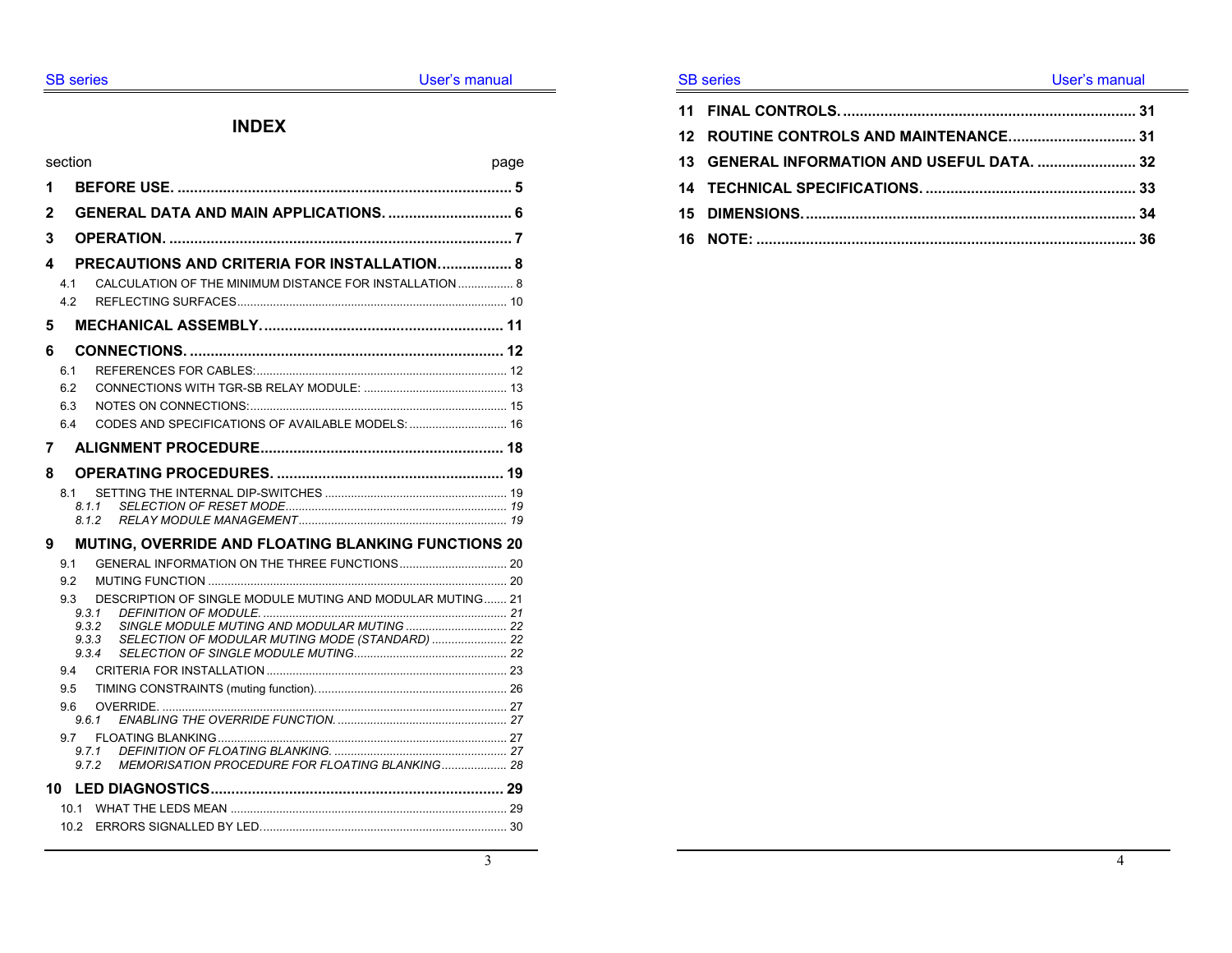# INDEX

| section | | page |
|---|---|---|
| **1** | **BEFORE USE.** | **5** |
| **2** | **GENERAL DATA AND MAIN APPLICATIONS.** | **6** |
| **3** | **OPERATION.** | **7** |
| **4** | **PRECAUTIONS AND CRITERIA FOR INSTALLATION.** | **8** |
| 4.1 | CALCULATION OF THE MINIMUM DISTANCE FOR INSTALLATION | 8 |
| 4.2 | REFLECTING SURFACES | 10 |
| **5** | **MECHANICAL ASSEMBLY.** | **11** |
| **6** | **CONNECTIONS.** | **12** |
| 6.1 | REFERENCES FOR CABLES: | 12 |
| 6.2 | CONNECTIONS WITH TGR-SB RELAY MODULE: | 13 |
| 6.3 | NOTES ON CONNECTIONS: | 15 |
| 6.4 | CODES AND SPECIFICATIONS OF AVAILABLE MODELS: | 16 |
| **7** | **ALIGNMENT PROCEDURE** | **18** |
| **8** | **OPERATING PROCEDURES.** | **19** |
| 8.1 | SETTING THE INTERNAL DIP-SWITCHES | 19 |
| *8.1.1* | *SELECTION OF RESET MODE* | *19* |
| *8.1.2* | *RELAY MODULE MANAGEMENT* | *19* |
| **9** | **MUTING, OVERRIDE AND FLOATING BLANKING FUNCTIONS** | **20** |
| 9.1 | GENERAL INFORMATION ON THE THREE FUNCTIONS | 20 |
| 9.2 | MUTING FUNCTION | 20 |
| 9.3 | DESCRIPTION OF SINGLE MODULE MUTING AND MODULAR MUTING | 21 |
| *9.3.1* | *DEFINITION OF MODULE.* | *21* |
| *9.3.2* | *SINGLE MODULE MUTING AND MODULAR MUTING* | *22* |
| *9.3.3* | *SELECTION OF MODULAR MUTING MODE (STANDARD)* | *22* |
| *9.3.4* | *SELECTION OF SINGLE MODULE MUTING.* | *22* |
| 9.4 | CRITERIA FOR INSTALLATION | 23 |
| 9.5 | TIMING CONSTRAINTS (muting function). | 26 |
| 9.6 | OVERRIDE. | 27 |
| *9.6.1* | *ENABLING THE OVERRIDE FUNCTION.* | *27* |
| 9.7 | FLOATING BLANKING | 27 |
| *9.7.1* | *DEFINITION OF FLOATING BLANKING.* | *27* |
| *9.7.2* | *MEMORISATION PROCEDURE FOR FLOATING BLANKING* | *28* |
| **10** | **LED DIAGNOSTICS** | **29** |
| 10.1 | WHAT THE LEDS MEAN | 29 |
| 10.2 | ERRORS SIGNALLED BY LED. | 30 |
| **11** | **FINAL CONTROLS.** | **31** |
| **12** | **ROUTINE CONTROLS AND MAINTENANCE.** | **31** |
| **13** | **GENERAL INFORMATION AND USEFUL DATA.** | **32** |
| **14** | **TECHNICAL SPECIFICATIONS.** | **33** |
| **15** | **DIMENSIONS.** | **34** |
| **16** | **NOTE:** | **36** |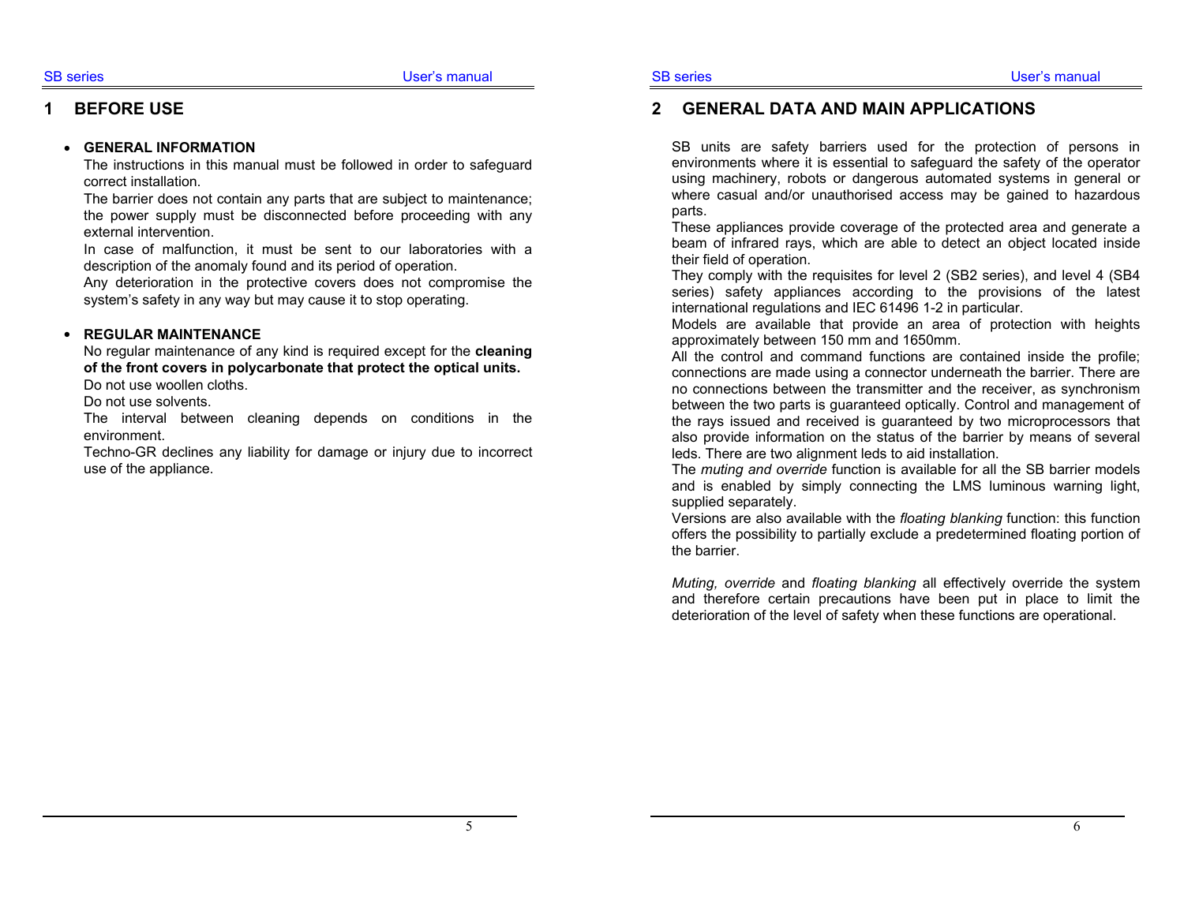# 1 BEFORE USE

- **GENERAL INFORMATION**
  The instructions in this manual must be followed in order to safeguard correct installation.
  The barrier does not contain any parts that are subject to maintenance; the power supply must be disconnected before proceeding with any external intervention.
  In case of malfunction, it must be sent to our laboratories with a description of the anomaly found and its period of operation.
  Any deterioration in the protective covers does not compromise the system's safety in any way but may cause it to stop operating.

- **REGULAR MAINTENANCE**
  No regular maintenance of any kind is required except for the **cleaning of the front covers in polycarbonate that protect the optical units.**
  Do not use woollen cloths.
  Do not use solvents.
  The interval between cleaning depends on conditions in the environment.
  Techno-GR declines any liability for damage or injury due to incorrect use of the appliance.

# 2 GENERAL DATA AND MAIN APPLICATIONS

SB units are safety barriers used for the protection of persons in environments where it is essential to safeguard the safety of the operator using machinery, robots or dangerous automated systems in general or where casual and/or unauthorised access may be gained to hazardous parts.
These appliances provide coverage of the protected area and generate a beam of infrared rays, which are able to detect an object located inside their field of operation.
They comply with the requisites for level 2 (SB2 series), and level 4 (SB4 series) safety appliances according to the provisions of the latest international regulations and IEC 61496 1-2 in particular.
Models are available that provide an area of protection with heights approximately between 150 mm and 1650mm.
All the control and command functions are contained inside the profile; connections are made using a connector underneath the barrier. There are no connections between the transmitter and the receiver, as synchronism between the two parts is guaranteed optically. Control and management of the rays issued and received is guaranteed by two microprocessors that also provide information on the status of the barrier by means of several leds. There are two alignment leds to aid installation.
The *muting and override* function is available for all the SB barrier models and is enabled by simply connecting the LMS luminous warning light, supplied separately.
Versions are also available with the *floating blanking* function: this function offers the possibility to partially exclude a predetermined floating portion of the barrier.

*Muting, override* and *floating blanking* all effectively override the system and therefore certain precautions have been put in place to limit the deterioration of the level of safety when these functions are operational.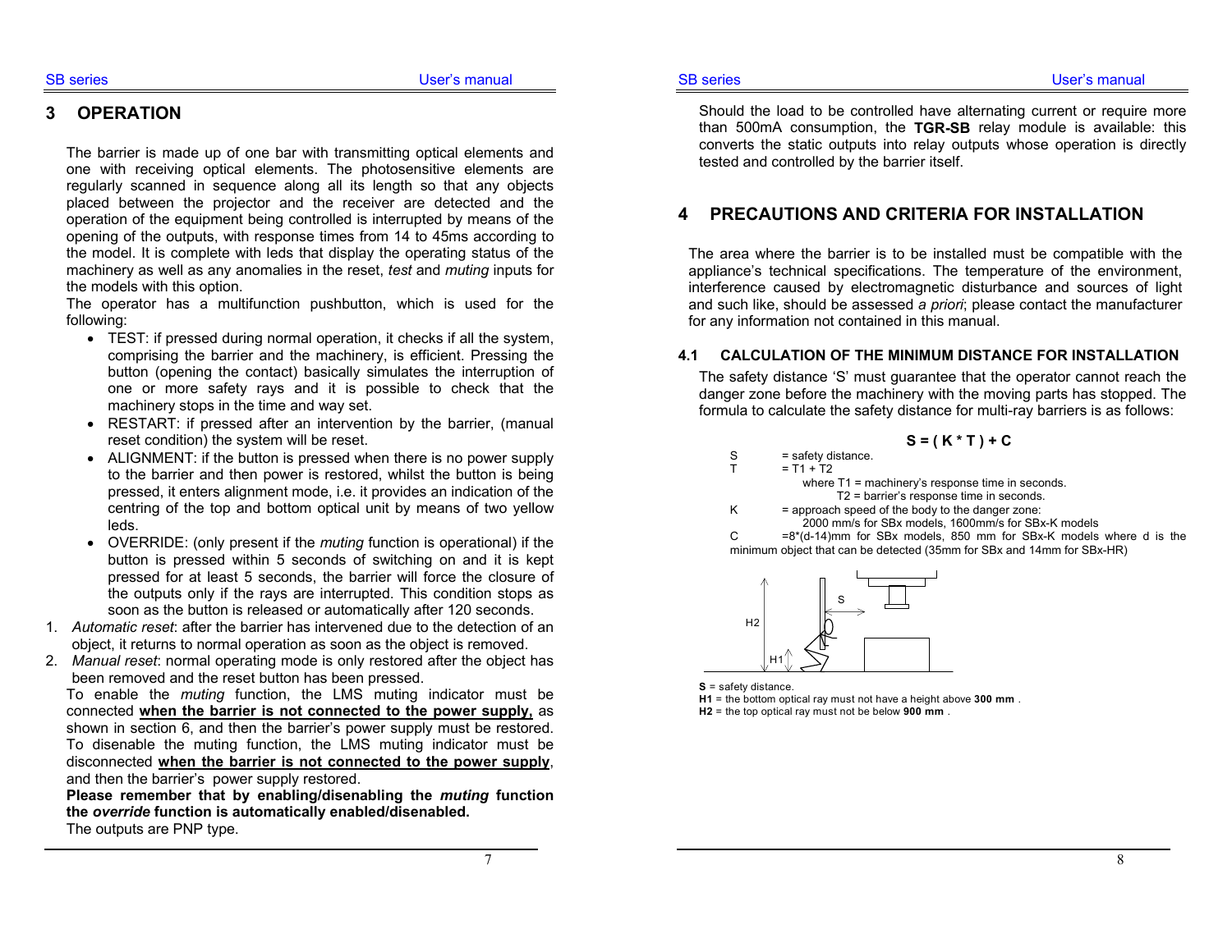# 3 OPERATION

The barrier is made up of one bar with transmitting optical elements and one with receiving optical elements. The photosensitive elements are regularly scanned in sequence along all its length so that any objects placed between the projector and the receiver are detected and the operation of the equipment being controlled is interrupted by means of the opening of the outputs, with response times from 14 to 45ms according to the model. It is complete with leds that display the operating status of the machinery as well as any anomalies in the reset, *test* and *muting* inputs for the models with this option.

The operator has a multifunction pushbutton, which is used for the following:

- TEST: if pressed during normal operation, it checks if all the system, comprising the barrier and the machinery, is efficient. Pressing the button (opening the contact) basically simulates the interruption of one or more safety rays and it is possible to check that the machinery stops in the time and way set.
- RESTART: if pressed after an intervention by the barrier, (manual reset condition) the system will be reset.
- ALIGNMENT: if the button is pressed when there is no power supply to the barrier and then power is restored, whilst the button is being pressed, it enters alignment mode, i.e. it provides an indication of the centring of the top and bottom optical unit by means of two yellow leds.
- OVERRIDE: (only present if the *muting* function is operational) if the button is pressed within 5 seconds of switching on and it is kept pressed for at least 5 seconds, the barrier will force the closure of the outputs only if the rays are interrupted. This condition stops as soon as the button is released or automatically after 120 seconds.

1. *Automatic reset*: after the barrier has intervened due to the detection of an object, it returns to normal operation as soon as the object is removed.
2. *Manual reset*: normal operating mode is only restored after the object has been removed and the reset button has been pressed.

To enable the *muting* function, the LMS muting indicator must be connected **<u>when the barrier is not connected to the power supply,</u>** as shown in section 6, and then the barrier's power supply must be restored. To disenable the muting function, the LMS muting indicator must be disconnected **<u>when the barrier is not connected to the power supply</u>**, and then the barrier's power supply restored.

**Please remember that by enabling/disenabling the *muting* function the *override* function is automatically enabled/disenabled.**

The outputs are PNP type.

Should the load to be controlled have alternating current or require more than 500mA consumption, the **TGR-SB** relay module is available: this converts the static outputs into relay outputs whose operation is directly tested and controlled by the barrier itself.

# 4 PRECAUTIONS AND CRITERIA FOR INSTALLATION

The area where the barrier is to be installed must be compatible with the appliance's technical specifications. The temperature of the environment, interference caused by electromagnetic disturbance and sources of light and such like, should be assessed *a priori*; please contact the manufacturer for any information not contained in this manual.

## 4.1 CALCULATION OF THE MINIMUM DISTANCE FOR INSTALLATION

The safety distance 'S' must guarantee that the operator cannot reach the danger zone before the machinery with the moving parts has stopped. The formula to calculate the safety distance for multi-ray barriers is as follows:

$$S = ( K * T ) + C$$

S = safety distance.
T = T1 + T2
where T1 = machinery's response time in seconds.
T2 = barrier's response time in seconds.
K = approach speed of the body to the danger zone:
2000 mm/s for SBx models, 1600mm/s for SBx-K models
C =8*(d-14)mm for SBx models, 850 mm for SBx-K models where d is the minimum object that can be detected (35mm for SBx and 14mm for SBx-HR)

**S** = safety distance.
**H1** = the bottom optical ray must not have a height above **300 mm** .
**H2** = the top optical ray must not be below **900 mm** .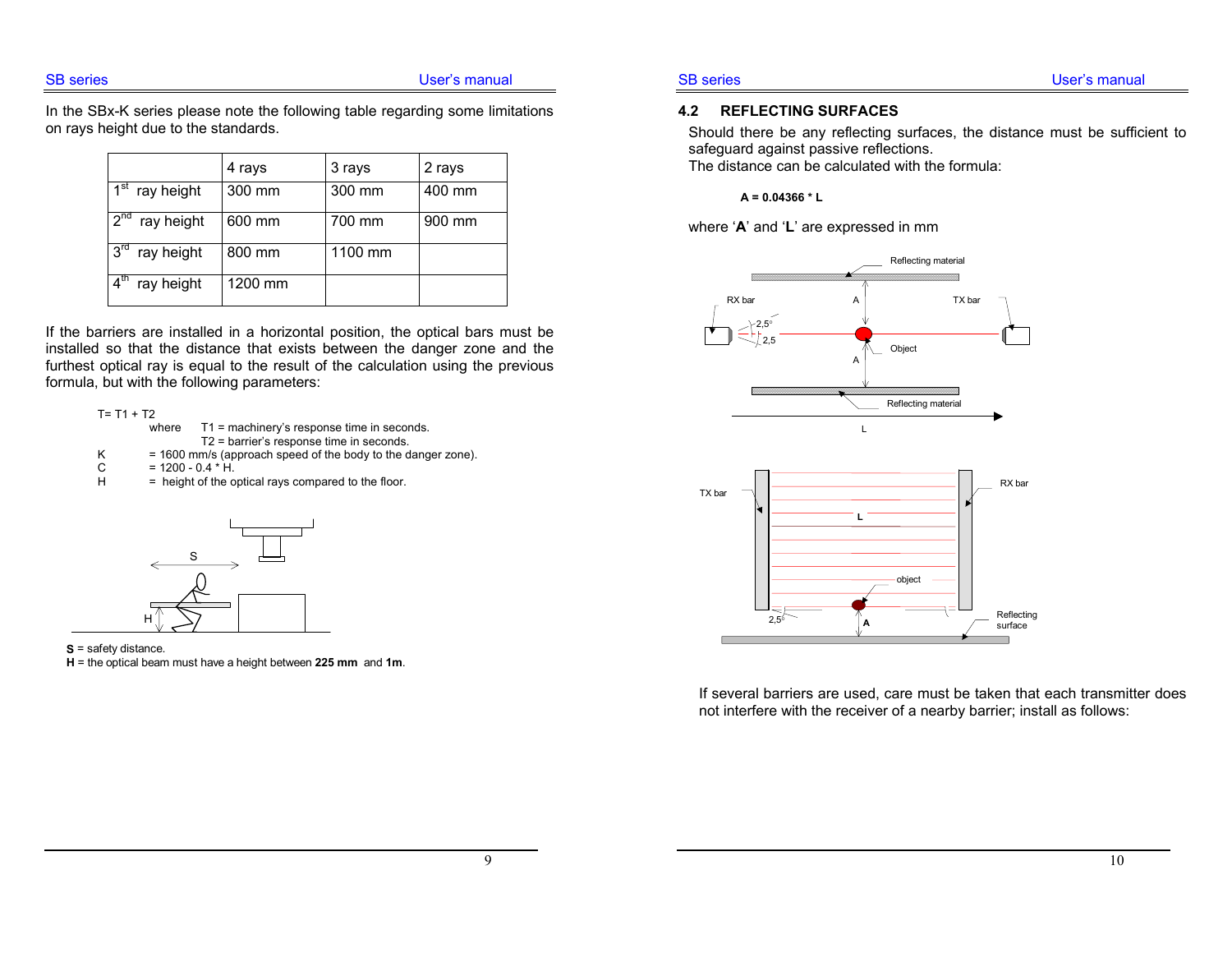In the SBx-K series please note the following table regarding some limitations on rays height due to the standards.

| | 4 rays | 3 rays | 2 rays |
|---|---|---|---|
| 1st ray height | 300 mm | 300 mm | 400 mm |
| 2nd ray height | 600 mm | 700 mm | 900 mm |
| 3rd ray height | 800 mm | 1100 mm | |
| 4th ray height | 1200 mm | | |

If the barriers are installed in a horizontal position, the optical bars must be installed so that the distance that exists between the danger zone and the furthest optical ray is equal to the result of the calculation using the previous formula, but with the following parameters:

$T = T1 + T2$

where T1 = machinery's response time in seconds.
T2 = barrier's response time in seconds.

K = 1600 mm/s (approach speed of the body to the danger zone).
C = 1200 - 0.4 * H.
H = height of the optical rays compared to the floor.

**S** = safety distance.
**H** = the optical beam must have a height between **225 mm** and **1m**.

## 4.2 REFLECTING SURFACES

Should there be any reflecting surfaces, the distance must be sufficient to safeguard against passive reflections.
The distance can be calculated with the formula:

**A = 0.04366 * L**

where '**A**' and '**L**' are expressed in mm

If several barriers are used, care must be taken that each transmitter does not interfere with the receiver of a nearby barrier; install as follows: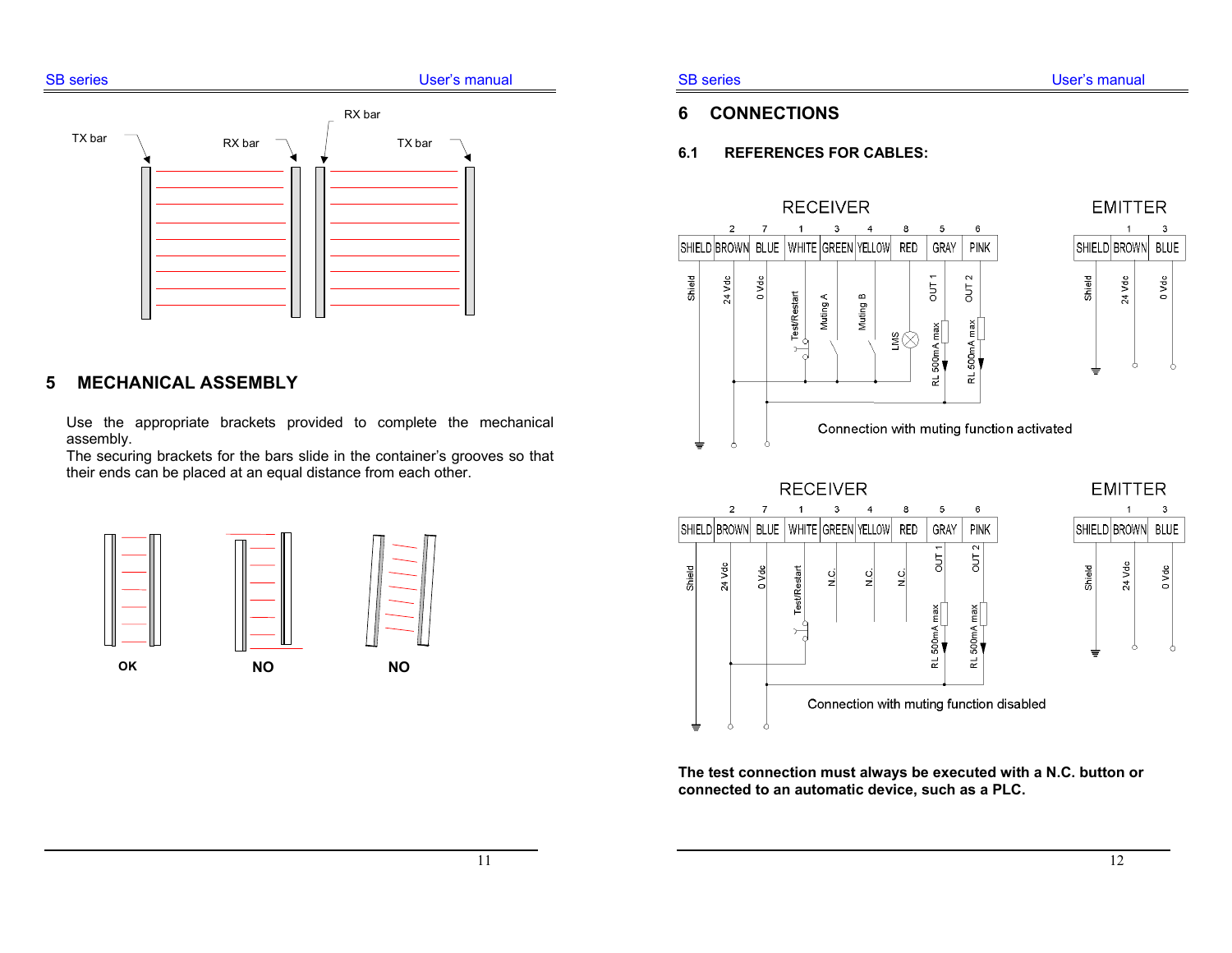## 5 MECHANICAL ASSEMBLY

Use the appropriate brackets provided to complete the mechanical assembly.
The securing brackets for the bars slide in the container's grooves so that their ends can be placed at an equal distance from each other.

## 6 CONNECTIONS

### 6.1 REFERENCES FOR CABLES:

**The test connection must always be executed with a N.C. button or connected to an automatic device, such as a PLC.**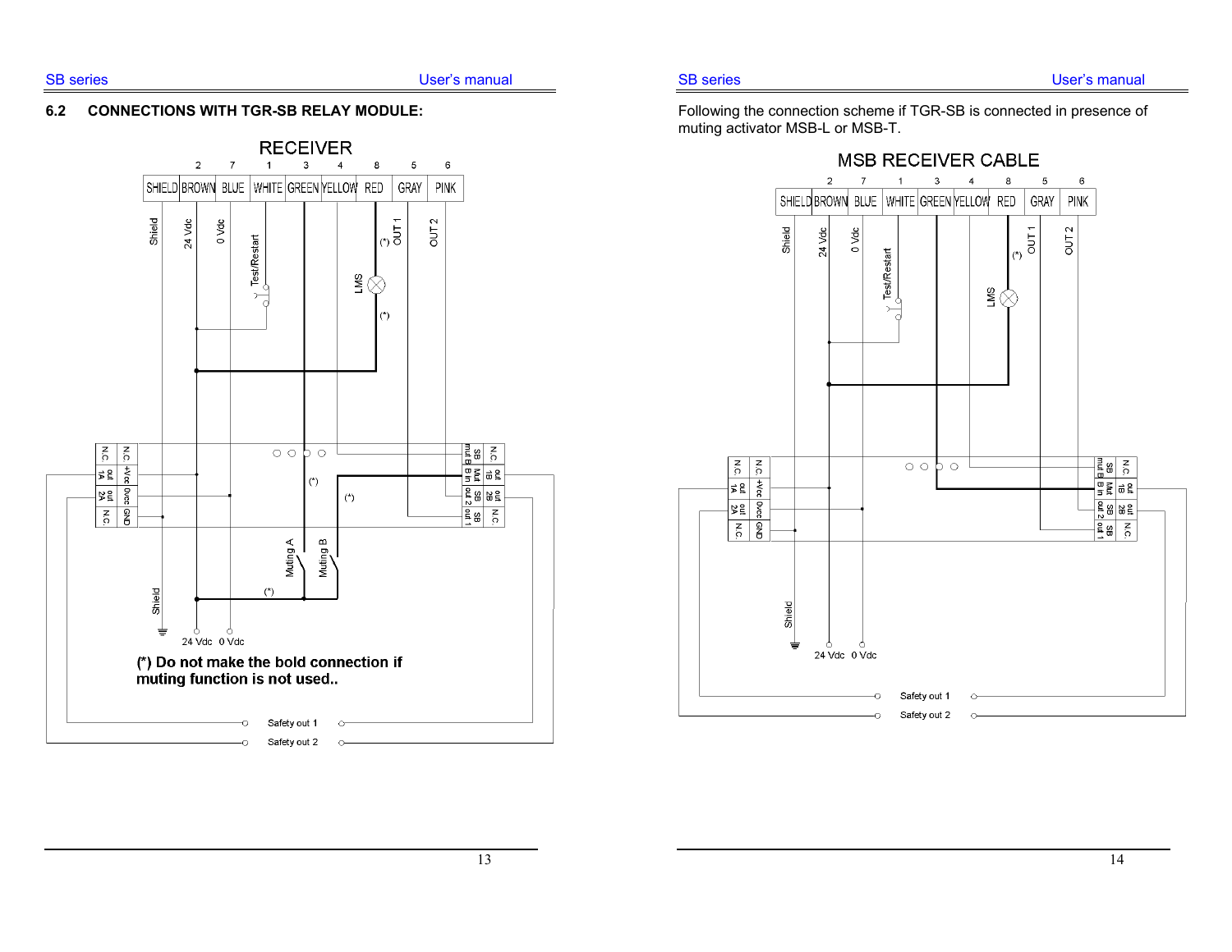## 6.2 CONNECTIONS WITH TGR-SB RELAY MODULE:

RECEIVER

| SHIELD | BROWN | BLUE | WHITE | GREEN | YELLOW | RED | GRAY | PINK |
|---|---|---|---|---|---|---|---|---|
| | 2 | 7 | 1 | 3 | 4 | 8 | 5 | 6 |
| Shield | 24 Vdc | 0 Vdc | Test/Restart | | | (*) OUT 1 | | OUT 2 |

LMS

Muting A, Muting B

24 Vdc 0 Vdc

Safety out 1

Safety out 2

**(*) Do not make the bold connection if muting function is not used..**

Following the connection scheme if TGR-SB is connected in presence of muting activator MSB-L or MSB-T.

MSB RECEIVER CABLE

| SHIELD | BROWN | BLUE | WHITE | GREEN | YELLOW | RED | GRAY | PINK |
|---|---|---|---|---|---|---|---|---|
| | 2 | 7 | 1 | 3 | 4 | 8 | 5 | 6 |
| Shield | 24 Vdc | 0 Vdc | Test/Restart | | | (*) OUT 1 | | OUT 2 |

LMS

24 Vdc 0 Vdc

Safety out 1

Safety out 2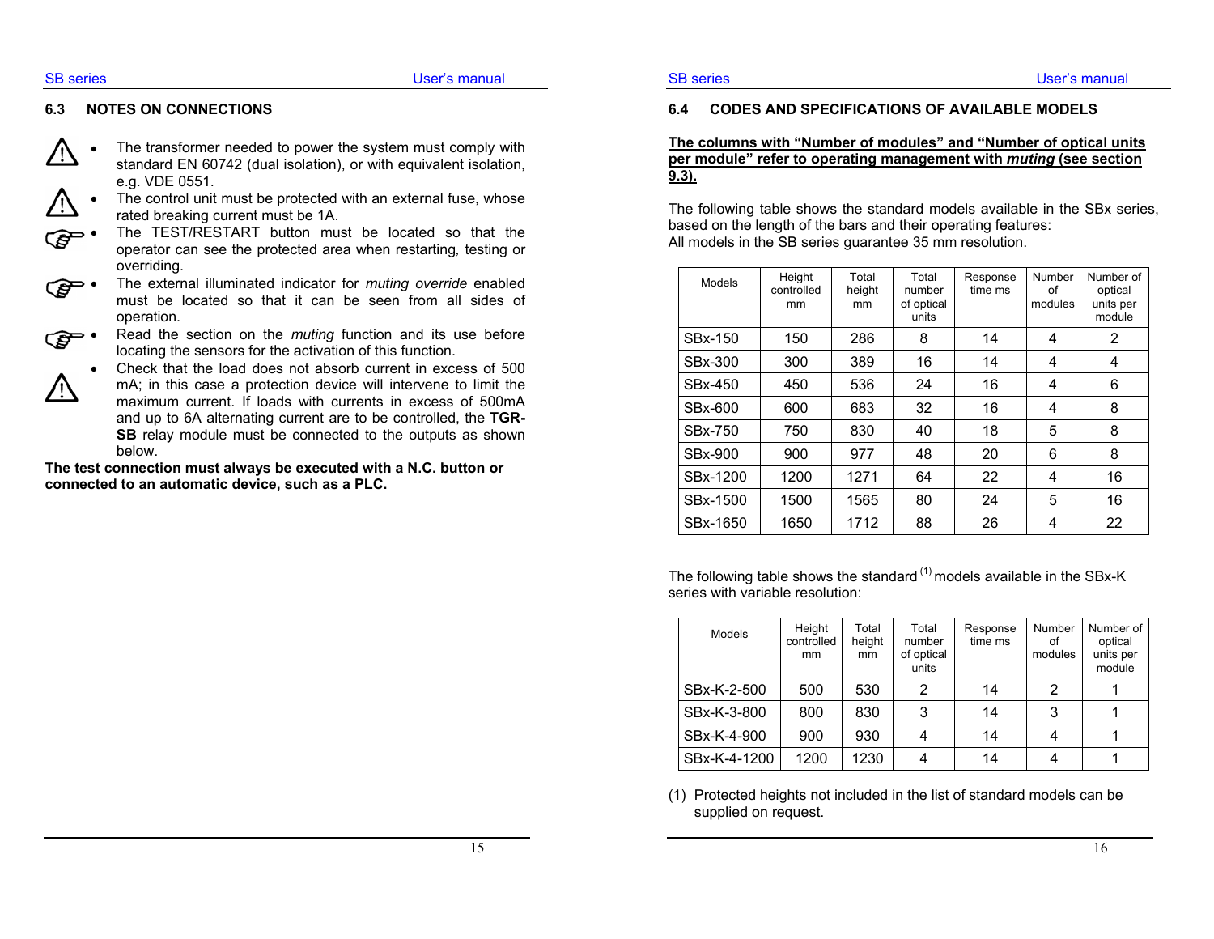## 6.3 NOTES ON CONNECTIONS

- The transformer needed to power the system must comply with standard EN 60742 (dual isolation), or with equivalent isolation, e.g. VDE 0551.
- The control unit must be protected with an external fuse, whose rated breaking current must be 1A.
- The TEST/RESTART button must be located so that the operator can see the protected area when restarting, testing or overriding.
- The external illuminated indicator for *muting override* enabled must be located so that it can be seen from all sides of operation.
- Read the section on the *muting* function and its use before locating the sensors for the activation of this function.
- Check that the load does not absorb current in excess of 500 mA; in this case a protection device will intervene to limit the maximum current. If loads with currents in excess of 500mA and up to 6A alternating current are to be controlled, the **TGR-SB** relay module must be connected to the outputs as shown below.

**The test connection must always be executed with a N.C. button or connected to an automatic device, such as a PLC.**

## 6.4 CODES AND SPECIFICATIONS OF AVAILABLE MODELS

**The columns with "Number of modules" and "Number of optical units per module" refer to operating management with *muting* (see section 9.3).**

The following table shows the standard models available in the SBx series, based on the length of the bars and their operating features:
All models in the SB series guarantee 35 mm resolution.

| Models | Height controlled mm | Total height mm | Total number of optical units | Response time ms | Number of modules | Number of optical units per module |
|---|---|---|---|---|---|---|
| SBx-150 | 150 | 286 | 8 | 14 | 4 | 2 |
| SBx-300 | 300 | 389 | 16 | 14 | 4 | 4 |
| SBx-450 | 450 | 536 | 24 | 16 | 4 | 6 |
| SBx-600 | 600 | 683 | 32 | 16 | 4 | 8 |
| SBx-750 | 750 | 830 | 40 | 18 | 5 | 8 |
| SBx-900 | 900 | 977 | 48 | 20 | 6 | 8 |
| SBx-1200 | 1200 | 1271 | 64 | 22 | 4 | 16 |
| SBx-1500 | 1500 | 1565 | 80 | 24 | 5 | 16 |
| SBx-1650 | 1650 | 1712 | 88 | 26 | 4 | 22 |

The following table shows the standard [(1)] models available in the SBx-K series with variable resolution:

| Models | Height controlled mm | Total height mm | Total number of optical units | Response time ms | Number of modules | Number of optical units per module |
|---|---|---|---|---|---|---|
| SBx-K-2-500 | 500 | 530 | 2 | 14 | 2 | 1 |
| SBx-K-3-800 | 800 | 830 | 3 | 14 | 3 | 1 |
| SBx-K-4-900 | 900 | 930 | 4 | 14 | 4 | 1 |
| SBx-K-4-1200 | 1200 | 1230 | 4 | 14 | 4 | 1 |

(1) Protected heights not included in the list of standard models can be supplied on request.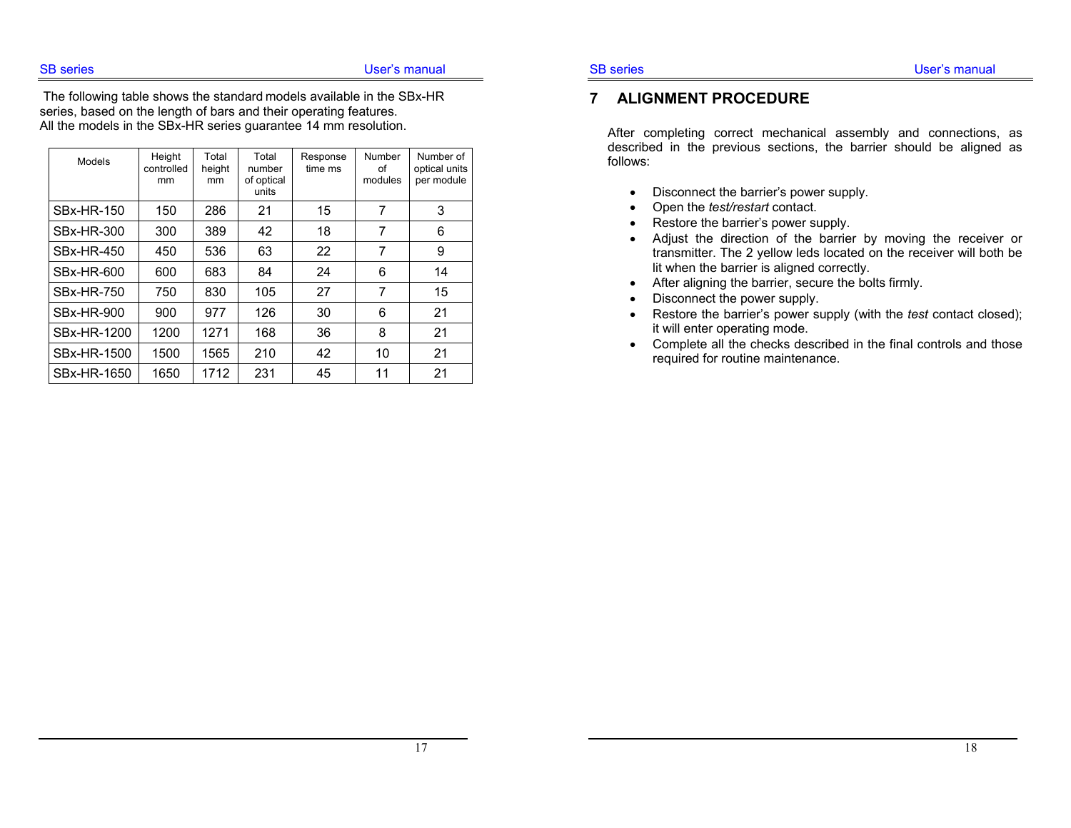The following table shows the standard models available in the SBx-HR series, based on the length of bars and their operating features.
All the models in the SBx-HR series guarantee 14 mm resolution.

| Models | Height controlled mm | Total height mm | Total number of optical units | Response time ms | Number of modules | Number of optical units per module |
|---|---|---|---|---|---|---|
| SBx-HR-150 | 150 | 286 | 21 | 15 | 7 | 3 |
| SBx-HR-300 | 300 | 389 | 42 | 18 | 7 | 6 |
| SBx-HR-450 | 450 | 536 | 63 | 22 | 7 | 9 |
| SBx-HR-600 | 600 | 683 | 84 | 24 | 6 | 14 |
| SBx-HR-750 | 750 | 830 | 105 | 27 | 7 | 15 |
| SBx-HR-900 | 900 | 977 | 126 | 30 | 6 | 21 |
| SBx-HR-1200 | 1200 | 1271 | 168 | 36 | 8 | 21 |
| SBx-HR-1500 | 1500 | 1565 | 210 | 42 | 10 | 21 |
| SBx-HR-1650 | 1650 | 1712 | 231 | 45 | 11 | 21 |

# 7 ALIGNMENT PROCEDURE

After completing correct mechanical assembly and connections, as described in the previous sections, the barrier should be aligned as follows:

- Disconnect the barrier's power supply.
- Open the *test/restart* contact.
- Restore the barrier's power supply.
- Adjust the direction of the barrier by moving the receiver or transmitter. The 2 yellow leds located on the receiver will both be lit when the barrier is aligned correctly.
- After aligning the barrier, secure the bolts firmly.
- Disconnect the power supply.
- Restore the barrier's power supply (with the *test* contact closed); it will enter operating mode.
- Complete all the checks described in the final controls and those required for routine maintenance.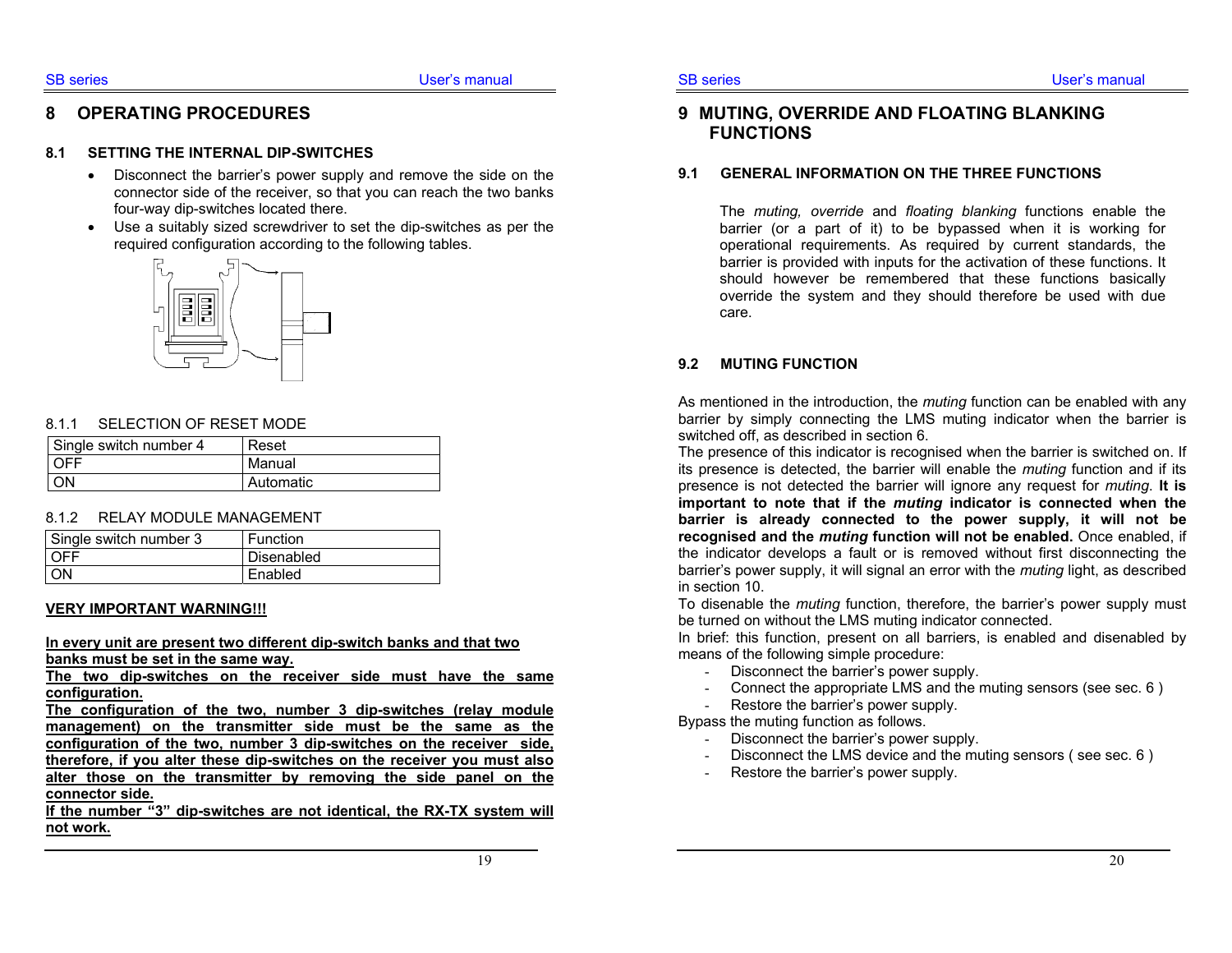# 8 OPERATING PROCEDURES

## 8.1 SETTING THE INTERNAL DIP-SWITCHES

- Disconnect the barrier's power supply and remove the side on the connector side of the receiver, so that you can reach the two banks four-way dip-switches located there.
- Use a suitably sized screwdriver to set the dip-switches as per the required configuration according to the following tables.

### 8.1.1 SELECTION OF RESET MODE

| Single switch number 4 | Reset |
|---|---|
| OFF | Manual |
| ON | Automatic |

### 8.1.2 RELAY MODULE MANAGEMENT

| Single switch number 3 | Function |
|---|---|
| OFF | Disenabled |
| ON | Enabled |

**VERY IMPORTANT WARNING!!!**

**In every unit are present two different dip-switch banks and that two banks must be set in the same way.**

**The two dip-switches on the receiver side must have the same configuration.**

**The configuration of the two, number 3 dip-switches (relay module management) on the transmitter side must be the same as the configuration of the two, number 3 dip-switches on the receiver side, therefore, if you alter these dip-switches on the receiver you must also alter those on the transmitter by removing the side panel on the connector side.**

**If the number "3" dip-switches are not identical, the RX-TX system will not work.**

# 9 MUTING, OVERRIDE AND FLOATING BLANKING FUNCTIONS

## 9.1 GENERAL INFORMATION ON THE THREE FUNCTIONS

The *muting, override* and *floating blanking* functions enable the barrier (or a part of it) to be bypassed when it is working for operational requirements. As required by current standards, the barrier is provided with inputs for the activation of these functions. It should however be remembered that these functions basically override the system and they should therefore be used with due care.

## 9.2 MUTING FUNCTION

As mentioned in the introduction, the *muting* function can be enabled with any barrier by simply connecting the LMS muting indicator when the barrier is switched off, as described in section 6.

The presence of this indicator is recognised when the barrier is switched on. If its presence is detected, the barrier will enable the *muting* function and if its presence is not detected the barrier will ignore any request for *muting*. **It is important to note that if the *muting* indicator is connected when the barrier is already connected to the power supply, it will not be recognised and the *muting* function will not be enabled.** Once enabled, if the indicator develops a fault or is removed without first disconnecting the barrier's power supply, it will signal an error with the *muting* light, as described in section 10.

To disenable the *muting* function, therefore, the barrier's power supply must be turned on without the LMS muting indicator connected.

In brief: this function, present on all barriers, is enabled and disenabled by means of the following simple procedure:

- Disconnect the barrier's power supply.
- Connect the appropriate LMS and the muting sensors (see sec. 6 )
- Restore the barrier's power supply.

Bypass the muting function as follows.

- Disconnect the barrier's power supply.
- Disconnect the LMS device and the muting sensors ( see sec. 6 )
- Restore the barrier's power supply.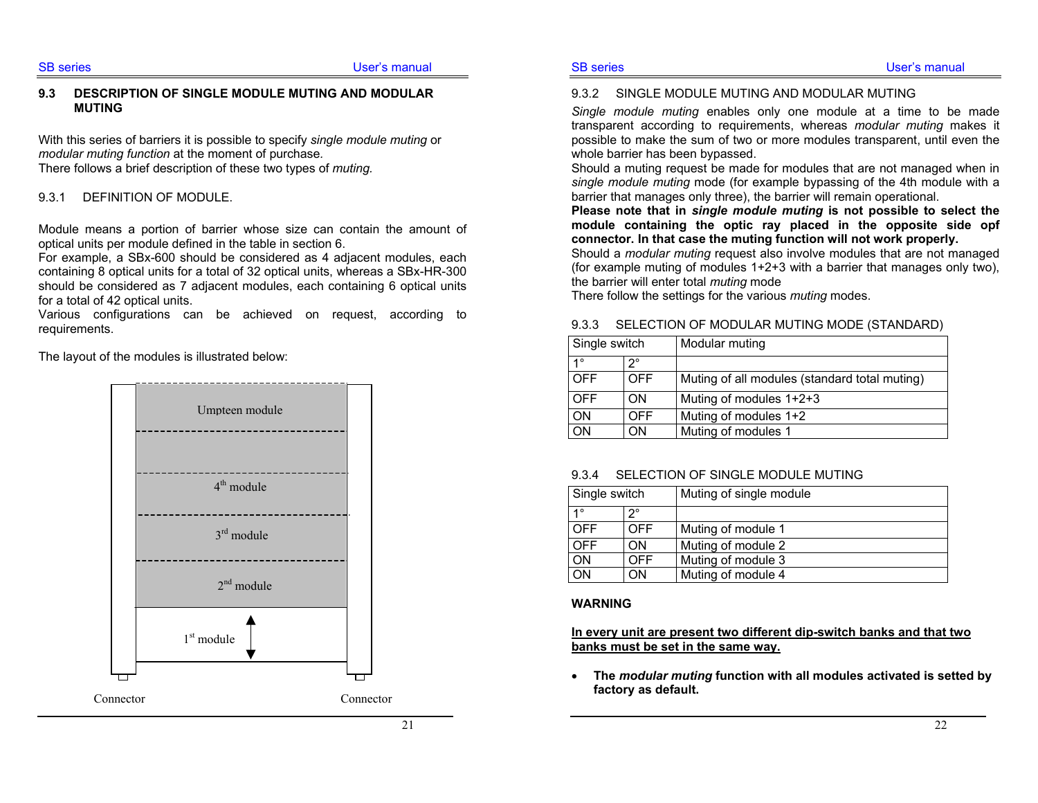## 9.3 DESCRIPTION OF SINGLE MODULE MUTING AND MODULAR MUTING

With this series of barriers it is possible to specify *single module muting* or *modular muting function* at the moment of purchase.
There follows a brief description of these two types of *muting.*

### 9.3.1 DEFINITION OF MODULE.

Module means a portion of barrier whose size can contain the amount of optical units per module defined in the table in section 6.
For example, a SBx-600 should be considered as 4 adjacent modules, each containing 8 optical units for a total of 32 optical units, whereas a SBx-HR-300 should be considered as 7 adjacent modules, each containing 6 optical units for a total of 42 optical units.
Various configurations can be achieved on request, according to requirements.

The layout of the modules is illustrated below:

Umpteen module

4th module

3rd module

2nd module

1st module

Connector Connector

### 9.3.2 SINGLE MODULE MUTING AND MODULAR MUTING

*Single module muting* enables only one module at a time to be made transparent according to requirements, whereas *modular muting* makes it possible to make the sum of two or more modules transparent, until even the whole barrier has been bypassed.
Should a muting request be made for modules that are not managed when in *single module muting* mode (for example bypassing of the 4th module with a barrier that manages only three), the barrier will remain operational.
**Please note that in *single module muting* is not possible to select the module containing the optic ray placed in the opposite side opf connector. In that case the muting function will not work properly.**
Should a *modular muting* request also involve modules that are not managed (for example muting of modules 1+2+3 with a barrier that manages only two), the barrier will enter total *muting* mode
There follow the settings for the various *muting* modes.

### 9.3.3 SELECTION OF MODULAR MUTING MODE (STANDARD)

| Single switch | | Modular muting |
|---|---|---|
| 1° | 2° | |
| OFF | OFF | Muting of all modules (standard total muting) |
| OFF | ON | Muting of modules 1+2+3 |
| ON | OFF | Muting of modules 1+2 |
| ON | ON | Muting of modules 1 |

### 9.3.4 SELECTION OF SINGLE MODULE MUTING

| Single switch | | Muting of single module |
|---|---|---|
| 1° | 2° | |
| OFF | OFF | Muting of module 1 |
| OFF | ON | Muting of module 2 |
| ON | OFF | Muting of module 3 |
| ON | ON | Muting of module 4 |

**WARNING**

**In every unit are present two different dip-switch banks and that two banks must be set in the same way.**

- **The *modular muting* function with all modules activated is setted by factory as default.**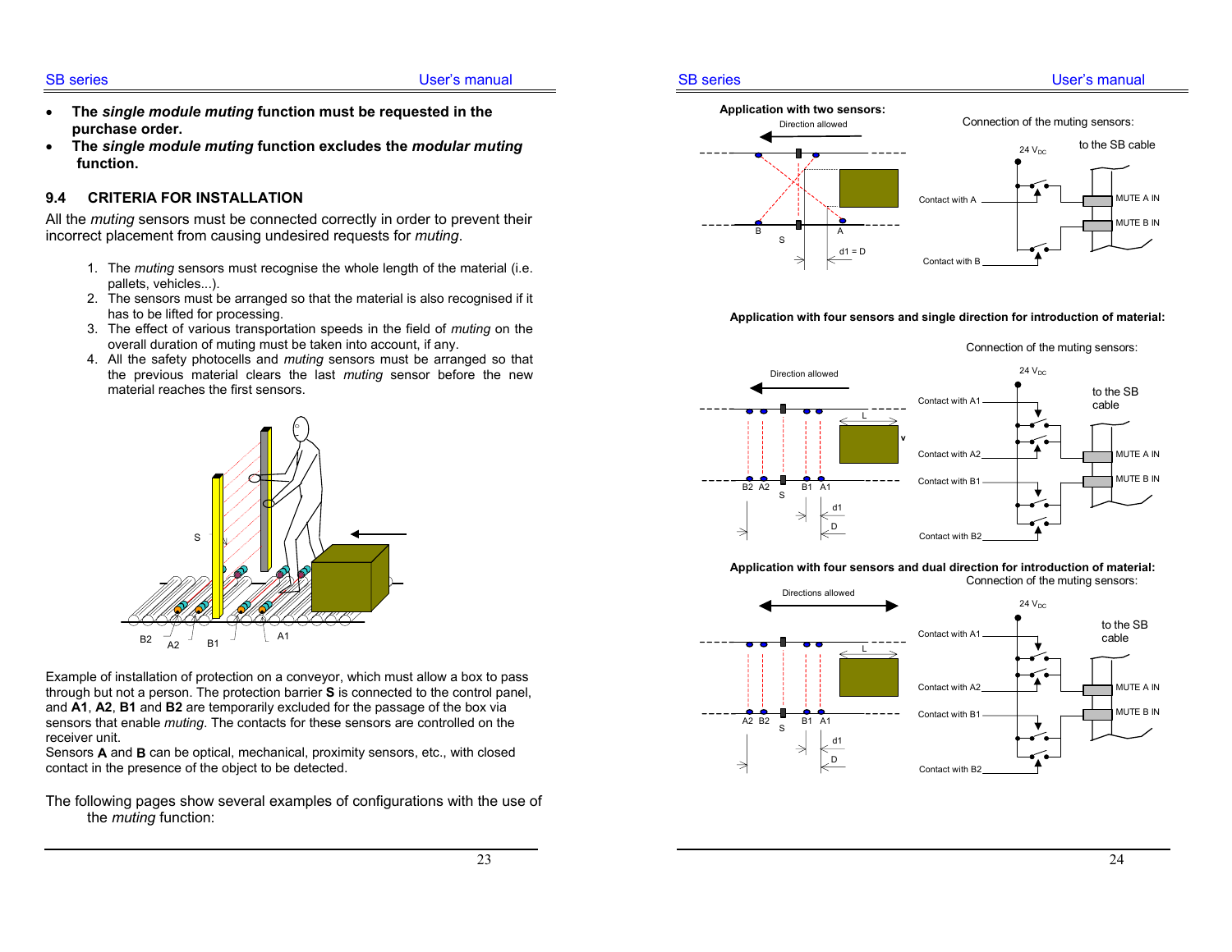- **The *single module muting* function must be requested in the purchase order.**
- **The *single module muting* function excludes the *modular muting* function.**

## 9.4 CRITERIA FOR INSTALLATION

All the *muting* sensors must be connected correctly in order to prevent their incorrect placement from causing undesired requests for *muting*.

1. The *muting* sensors must recognise the whole length of the material (i.e. pallets, vehicles...).
2. The sensors must be arranged so that the material is also recognised if it has to be lifted for processing.
3. The effect of various transportation speeds in the field of *muting* on the overall duration of muting must be taken into account, if any.
4. All the safety photocells and *muting* sensors must be arranged so that the previous material clears the last *muting* sensor before the new material reaches the first sensors.

Example of installation of protection on a conveyor, which must allow a box to pass through but not a person. The protection barrier **S** is connected to the control panel, and **A1**, **A2**, **B1** and **B2** are temporarily excluded for the passage of the box via sensors that enable *muting*. The contacts for these sensors are controlled on the receiver unit.
Sensors **A** and **B** can be optical, mechanical, proximity sensors, etc., with closed contact in the presence of the object to be detected.

The following pages show several examples of configurations with the use of the *muting* function:

**Application with two sensors:**

Connection of the muting sensors:

**Application with four sensors and single direction for introduction of material:**

Connection of the muting sensors:

**Application with four sensors and dual direction for introduction of material:**

Connection of the muting sensors: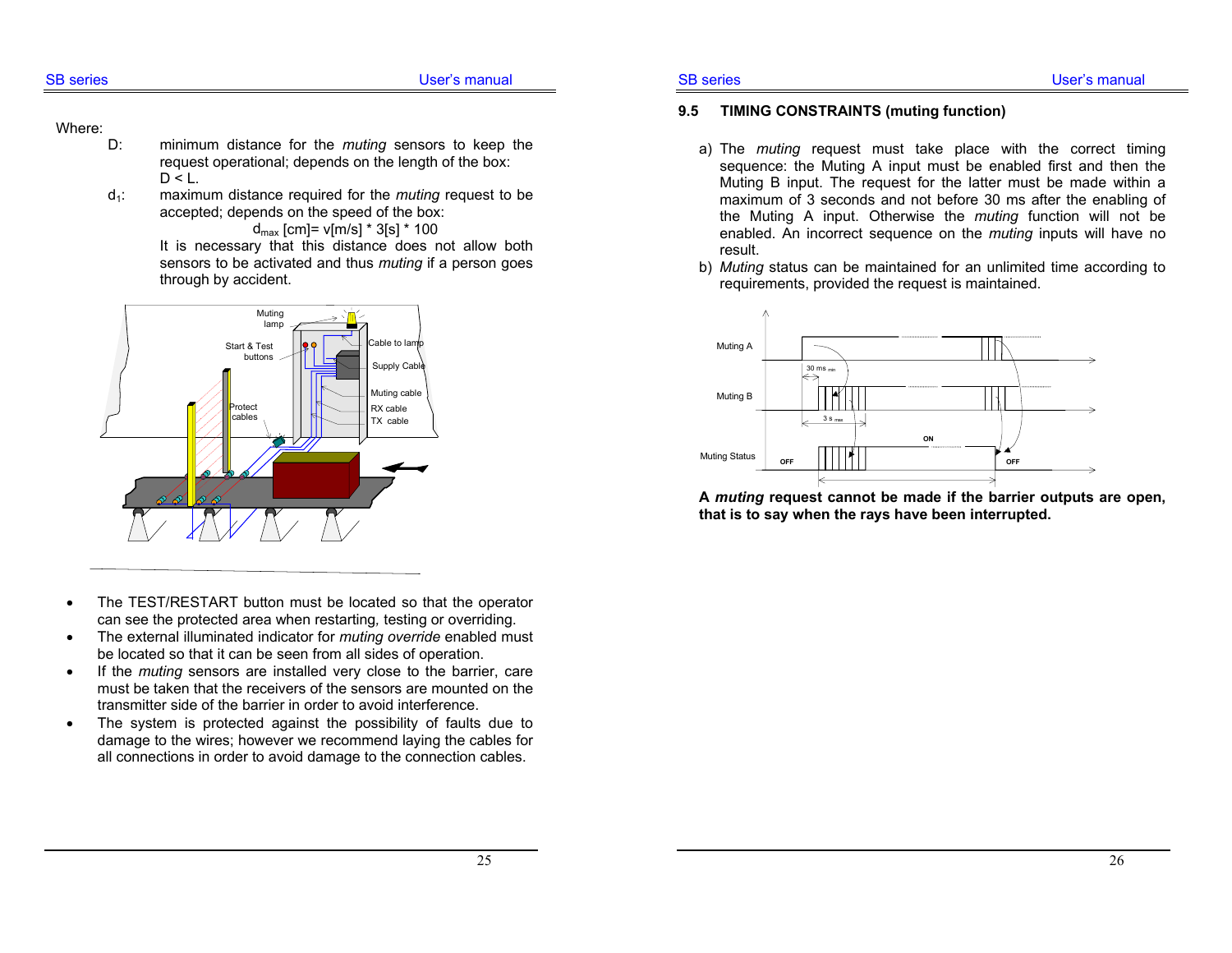Where:

D: minimum distance for the *muting* sensors to keep the request operational; depends on the length of the box: D < L.

$d_1$: maximum distance required for the *muting* request to be accepted; depends on the speed of the box:

$$d_{max} \text{ [cm]} = v\text{[m/s]} * 3\text{[s]} * 100$$

It is necessary that this distance does not allow both sensors to be activated and thus *muting* if a person goes through by accident.

- The TEST/RESTART button must be located so that the operator can see the protected area when restarting, testing or overriding.
- The external illuminated indicator for *muting override* enabled must be located so that it can be seen from all sides of operation.
- If the *muting* sensors are installed very close to the barrier, care must be taken that the receivers of the sensors are mounted on the transmitter side of the barrier in order to avoid interference.
- The system is protected against the possibility of faults due to damage to the wires; however we recommend laying the cables for all connections in order to avoid damage to the connection cables.

## 9.5 TIMING CONSTRAINTS (muting function)

a) The *muting* request must take place with the correct timing sequence: the Muting A input must be enabled first and then the Muting B input. The request for the latter must be made within a maximum of 3 seconds and not before 30 ms after the enabling of the Muting A input. Otherwise the *muting* function will not be enabled. An incorrect sequence on the *muting* inputs will have no result.

b) *Muting* status can be maintained for an unlimited time according to requirements, provided the request is maintained.

**A *muting* request cannot be made if the barrier outputs are open, that is to say when the rays have been interrupted.**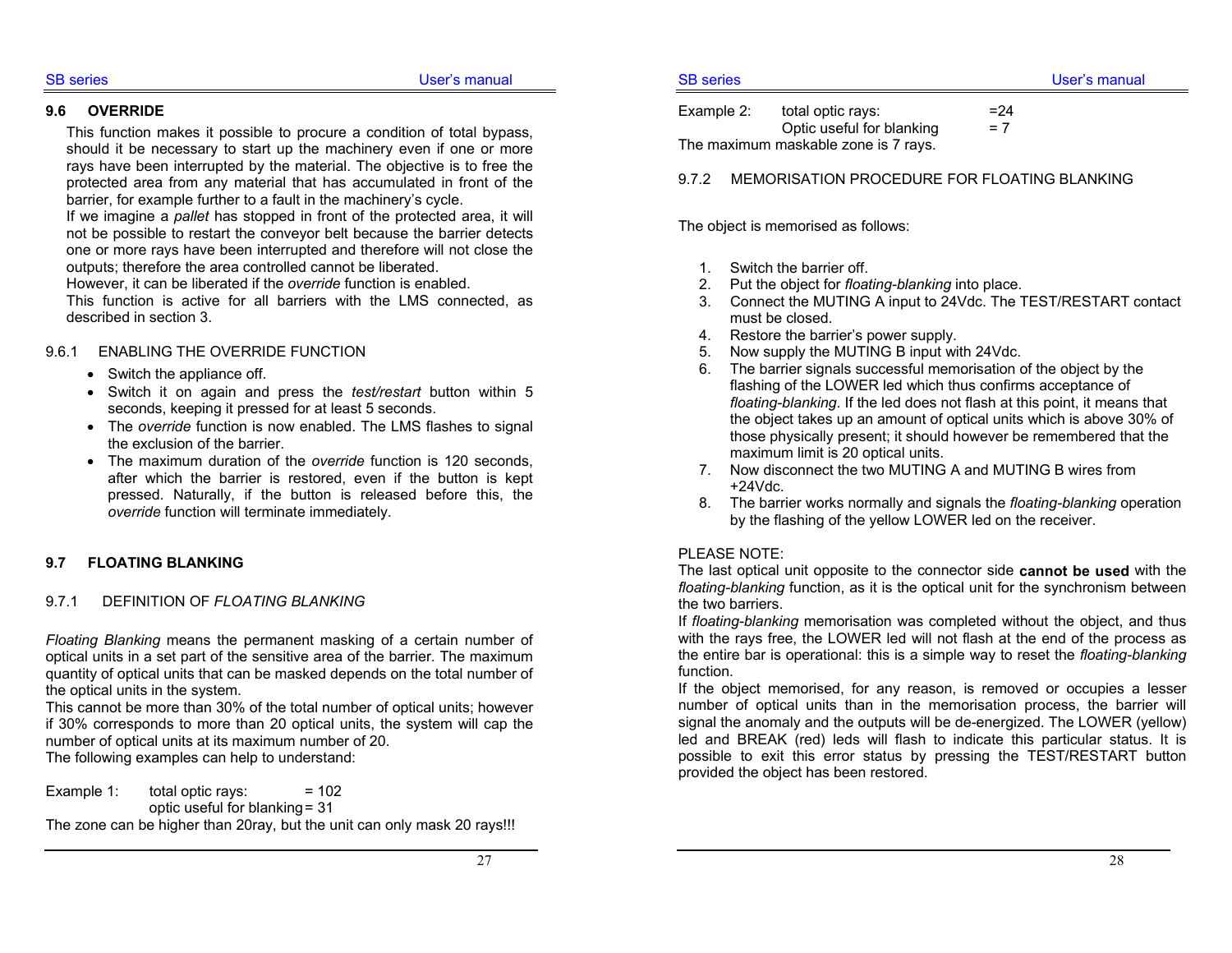## 9.6 OVERRIDE

This function makes it possible to procure a condition of total bypass, should it be necessary to start up the machinery even if one or more rays have been interrupted by the material. The objective is to free the protected area from any material that has accumulated in front of the barrier, for example further to a fault in the machinery's cycle.
If we imagine a *pallet* has stopped in front of the protected area, it will not be possible to restart the conveyor belt because the barrier detects one or more rays have been interrupted and therefore will not close the outputs; therefore the area controlled cannot be liberated.
However, it can be liberated if the *override* function is enabled.
This function is active for all barriers with the LMS connected, as described in section 3.

### 9.6.1 ENABLING THE OVERRIDE FUNCTION

- Switch the appliance off.
- Switch it on again and press the *test/restart* button within 5 seconds, keeping it pressed for at least 5 seconds.
- The *override* function is now enabled. The LMS flashes to signal the exclusion of the barrier.
- The maximum duration of the *override* function is 120 seconds, after which the barrier is restored, even if the button is kept pressed. Naturally, if the button is released before this, the *override* function will terminate immediately.

## 9.7 FLOATING BLANKING

### 9.7.1 DEFINITION OF *FLOATING BLANKING*

*Floating Blanking* means the permanent masking of a certain number of optical units in a set part of the sensitive area of the barrier. The maximum quantity of optical units that can be masked depends on the total number of the optical units in the system.
This cannot be more than 30% of the total number of optical units; however if 30% corresponds to more than 20 optical units, the system will cap the number of optical units at its maximum number of 20.
The following examples can help to understand:

Example 1: total optic rays: = 102
optic useful for blanking = 31
The zone can be higher than 20ray, but the unit can only mask 20 rays!!!

Example 2: total optic rays: =24
Optic useful for blanking = 7
The maximum maskable zone is 7 rays.

### 9.7.2 MEMORISATION PROCEDURE FOR FLOATING BLANKING

The object is memorised as follows:

1. Switch the barrier off.
2. Put the object for *floating-blanking* into place.
3. Connect the MUTING A input to 24Vdc. The TEST/RESTART contact must be closed.
4. Restore the barrier's power supply.
5. Now supply the MUTING B input with 24Vdc.
6. The barrier signals successful memorisation of the object by the flashing of the LOWER led which thus confirms acceptance of *floating-blanking*. If the led does not flash at this point, it means that the object takes up an amount of optical units which is above 30% of those physically present; it should however be remembered that the maximum limit is 20 optical units.
7. Now disconnect the two MUTING A and MUTING B wires from +24Vdc.
8. The barrier works normally and signals the *floating-blanking* operation by the flashing of the yellow LOWER led on the receiver.

PLEASE NOTE:
The last optical unit opposite to the connector side **cannot be used** with the *floating-blanking* function, as it is the optical unit for the synchronism between the two barriers.
If *floating-blanking* memorisation was completed without the object, and thus with the rays free, the LOWER led will not flash at the end of the process as the entire bar is operational: this is a simple way to reset the *floating-blanking* function.
If the object memorised, for any reason, is removed or occupies a lesser number of optical units than in the memorisation process, the barrier will signal the anomaly and the outputs will be de-energized. The LOWER (yellow) led and BREAK (red) leds will flash to indicate this particular status. It is possible to exit this error status by pressing the TEST/RESTART button provided the object has been restored.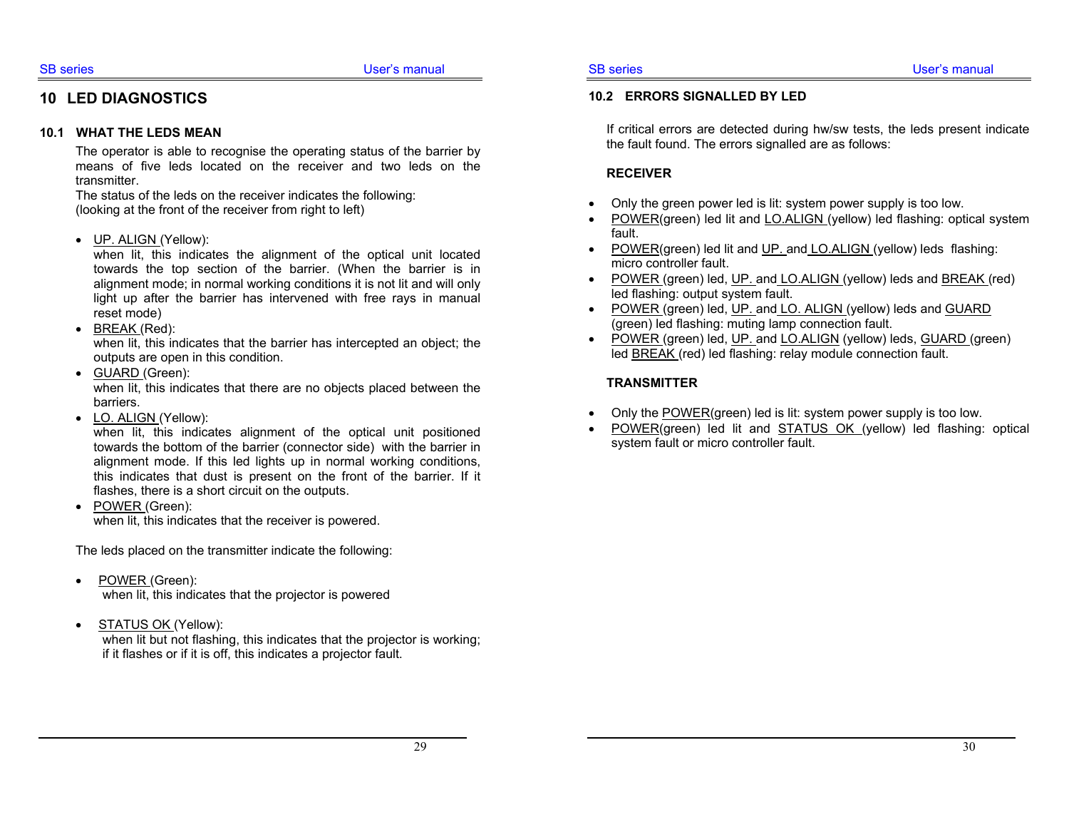# 10 LED DIAGNOSTICS

## 10.1 WHAT THE LEDS MEAN

The operator is able to recognise the operating status of the barrier by means of five leds located on the receiver and two leds on the transmitter.
The status of the leds on the receiver indicates the following:
(looking at the front of the receiver from right to left)

- UP. ALIGN (Yellow):
  when lit, this indicates the alignment of the optical unit located towards the top section of the barrier. (When the barrier is in alignment mode; in normal working conditions it is not lit and will only light up after the barrier has intervened with free rays in manual reset mode)
- BREAK (Red):
  when lit, this indicates that the barrier has intercepted an object; the outputs are open in this condition.
- GUARD (Green):
  when lit, this indicates that there are no objects placed between the barriers.
- LO. ALIGN (Yellow):
  when lit, this indicates alignment of the optical unit positioned towards the bottom of the barrier (connector side) with the barrier in alignment mode. If this led lights up in normal working conditions, this indicates that dust is present on the front of the barrier. If it flashes, there is a short circuit on the outputs.
- POWER (Green):
  when lit, this indicates that the receiver is powered.

The leds placed on the transmitter indicate the following:

- POWER (Green):
  when lit, this indicates that the projector is powered
- STATUS OK (Yellow):
  when lit but not flashing, this indicates that the projector is working; if it flashes or if it is off, this indicates a projector fault.

## 10.2 ERRORS SIGNALLED BY LED

If critical errors are detected during hw/sw tests, the leds present indicate the fault found. The errors signalled are as follows:

**RECEIVER**

- Only the green power led is lit: system power supply is too low.
- POWER(green) led lit and LO.ALIGN (yellow) led flashing: optical system fault.
- POWER(green) led lit and UP. and LO.ALIGN (yellow) leds flashing: micro controller fault.
- POWER (green) led, UP. and LO.ALIGN (yellow) leds and BREAK (red) led flashing: output system fault.
- POWER (green) led, UP. and LO. ALIGN (yellow) leds and GUARD (green) led flashing: muting lamp connection fault.
- POWER (green) led, UP. and LO.ALIGN (yellow) leds, GUARD (green) led BREAK (red) led flashing: relay module connection fault.

**TRANSMITTER**

- Only the POWER(green) led is lit: system power supply is too low.
- POWER(green) led lit and STATUS OK (yellow) led flashing: optical system fault or micro controller fault.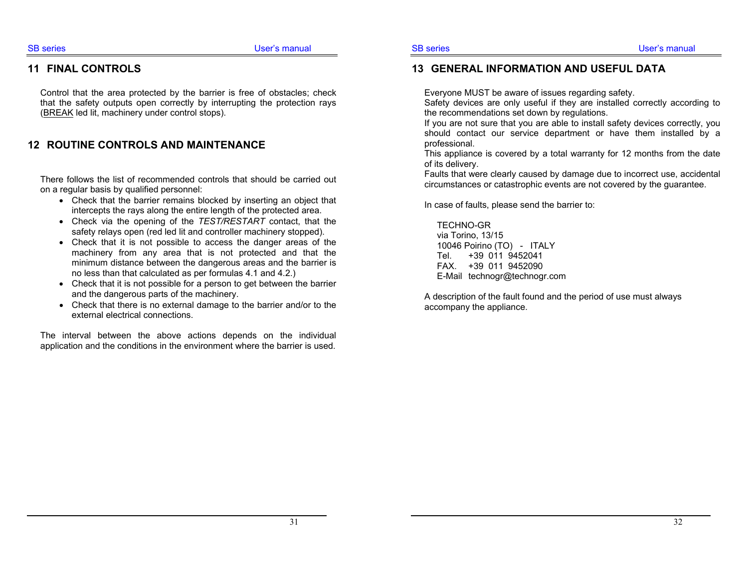## 11 FINAL CONTROLS

Control that the area protected by the barrier is free of obstacles; check that the safety outputs open correctly by interrupting the protection rays (BREAK led lit, machinery under control stops).

## 12 ROUTINE CONTROLS AND MAINTENANCE

There follows the list of recommended controls that should be carried out on a regular basis by qualified personnel:

- Check that the barrier remains blocked by inserting an object that intercepts the rays along the entire length of the protected area.
- Check via the opening of the *TEST/RESTART* contact, that the safety relays open (red led lit and controller machinery stopped).
- Check that it is not possible to access the danger areas of the machinery from any area that is not protected and that the minimum distance between the dangerous areas and the barrier is no less than that calculated as per formulas 4.1 and 4.2.)
- Check that it is not possible for a person to get between the barrier and the dangerous parts of the machinery.
- Check that there is no external damage to the barrier and/or to the external electrical connections.

The interval between the above actions depends on the individual application and the conditions in the environment where the barrier is used.

## 13 GENERAL INFORMATION AND USEFUL DATA

Everyone MUST be aware of issues regarding safety.
Safety devices are only useful if they are installed correctly according to the recommendations set down by regulations.
If you are not sure that you are able to install safety devices correctly, you should contact our service department or have them installed by a professional.
This appliance is covered by a total warranty for 12 months from the date of its delivery.
Faults that were clearly caused by damage due to incorrect use, accidental circumstances or catastrophic events are not covered by the guarantee.

In case of faults, please send the barrier to:

TECHNO-GR
via Torino, 13/15
10046 Poirino (TO) - ITALY
Tel. +39 011 9452041
FAX. +39 011 9452090
E-Mail technogr@technogr.com

A description of the fault found and the period of use must always accompany the appliance.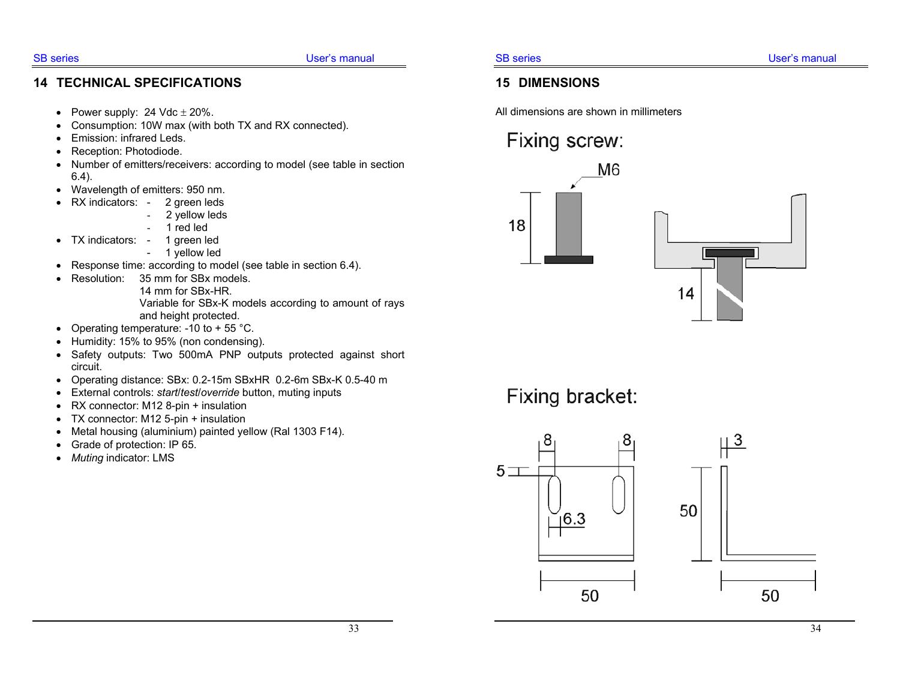## 14 TECHNICAL SPECIFICATIONS

- Power supply: 24 Vdc ± 20%.
- Consumption: 10W max (with both TX and RX connected).
- Emission: infrared Leds.
- Reception: Photodiode.
- Number of emitters/receivers: according to model (see table in section 6.4).
- Wavelength of emitters: 950 nm.
- RX indicators:
  - 2 green leds
  - 2 yellow leds
  - 1 red led
- TX indicators:
  - 1 green led
  - 1 yellow led
- Response time: according to model (see table in section 6.4).
- Resolution: 35 mm for SBx models.
  14 mm for SBx-HR.
  Variable for SBx-K models according to amount of rays and height protected.
- Operating temperature: -10 to + 55 °C.
- Humidity: 15% to 95% (non condensing).
- Safety outputs: Two 500mA PNP outputs protected against short circuit.
- Operating distance: SBx: 0.2-15m SBxHR 0.2-6m SBx-K 0.5-40 m
- External controls: *start*/*test*/*override* button, muting inputs
- RX connector: M12 8-pin + insulation
- TX connector: M12 5-pin + insulation
- Metal housing (aluminium) painted yellow (Ral 1303 F14).
- Grade of protection: IP 65.
- *Muting* indicator: LMS

## 15 DIMENSIONS

All dimensions are shown in millimeters

Fixing screw:

M6

18

14

Fixing bracket:

8 8 3

5

6.3

50

50 50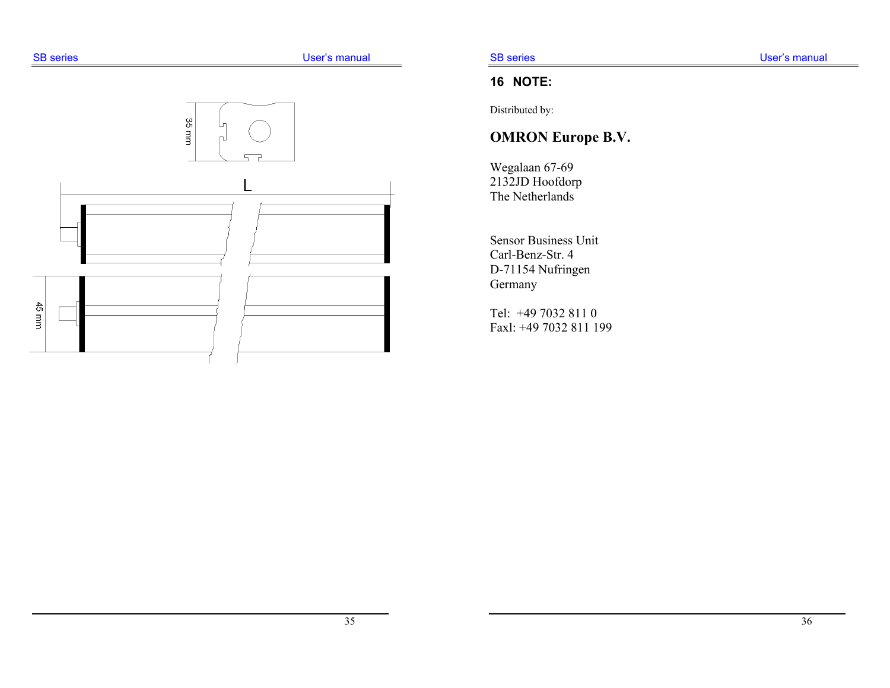35 mm

L

45 mm

## 16 NOTE:

Distributed by:

**OMRON Europe B.V.**

Wegalaan 67-69
2132JD Hoofdorp
The Netherlands

Sensor Business Unit
Carl-Benz-Str. 4
D-71154 Nufringen
Germany

Tel: +49 7032 811 0
Faxl: +49 7032 811 199